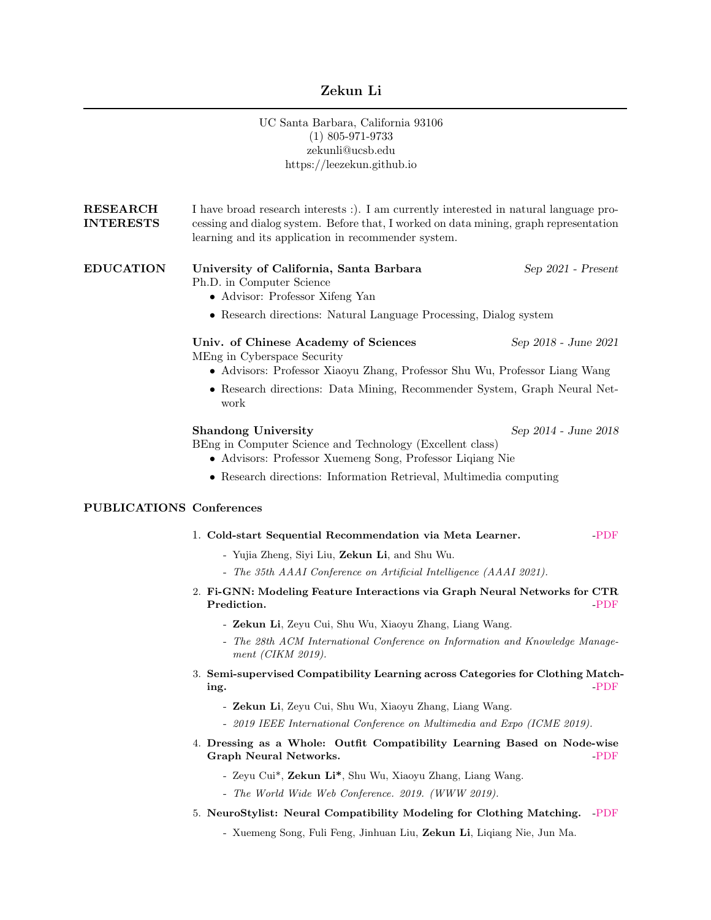# Zekun Li

UC Santa Barbara, California 93106
(1) 805-971-9733
zekunli@ucsb.edu
https://leezekun.github.io

## RESEARCH INTERESTS

I have broad research interests :). I am currently interested in natural language processing and dialog system. Before that, I worked on data mining, graph representation learning and its application in recommender system.

## EDUCATION

**University of California, Santa Barbara** *Sep 2021 - Present*
Ph.D. in Computer Science

- Advisor: Professor Xifeng Yan
- Research directions: Natural Language Processing, Dialog system

**Univ. of Chinese Academy of Sciences** *Sep 2018 - June 2021*
MEng in Cyberspace Security

- Advisors: Professor Xiaoyu Zhang, Professor Shu Wu, Professor Liang Wang
- Research directions: Data Mining, Recommender System, Graph Neural Network

**Shandong University** *Sep 2014 - June 2018*
BEng in Computer Science and Technology (Excellent class)

- Advisors: Professor Xuemeng Song, Professor Liqiang Nie
- Research directions: Information Retrieval, Multimedia computing

## PUBLICATIONS

### Conferences

1. **Cold-start Sequential Recommendation via Meta Learner.** -PDF
   - Yujia Zheng, Siyi Liu, **Zekun Li**, and Shu Wu.
   - *The 35th AAAI Conference on Artificial Intelligence (AAAI 2021).*
2. **Fi-GNN: Modeling Feature Interactions via Graph Neural Networks for CTR Prediction.** -PDF
   - **Zekun Li**, Zeyu Cui, Shu Wu, Xiaoyu Zhang, Liang Wang.
   - *The 28th ACM International Conference on Information and Knowledge Management (CIKM 2019).*
3. **Semi-supervised Compatibility Learning across Categories for Clothing Matching.** -PDF
   - **Zekun Li**, Zeyu Cui, Shu Wu, Xiaoyu Zhang, Liang Wang.
   - *2019 IEEE International Conference on Multimedia and Expo (ICME 2019).*
4. **Dressing as a Whole: Outfit Compatibility Learning Based on Node-wise Graph Neural Networks.** -PDF
   - Zeyu Cui*, **Zekun Li***, Shu Wu, Xiaoyu Zhang, Liang Wang.
   - *The World Wide Web Conference. 2019. (WWW 2019).*
5. **NeuroStylist: Neural Compatibility Modeling for Clothing Matching.** -PDF
   - Xuemeng Song, Fuli Feng, Jinhuan Liu, **Zekun Li**, Liqiang Nie, Jun Ma.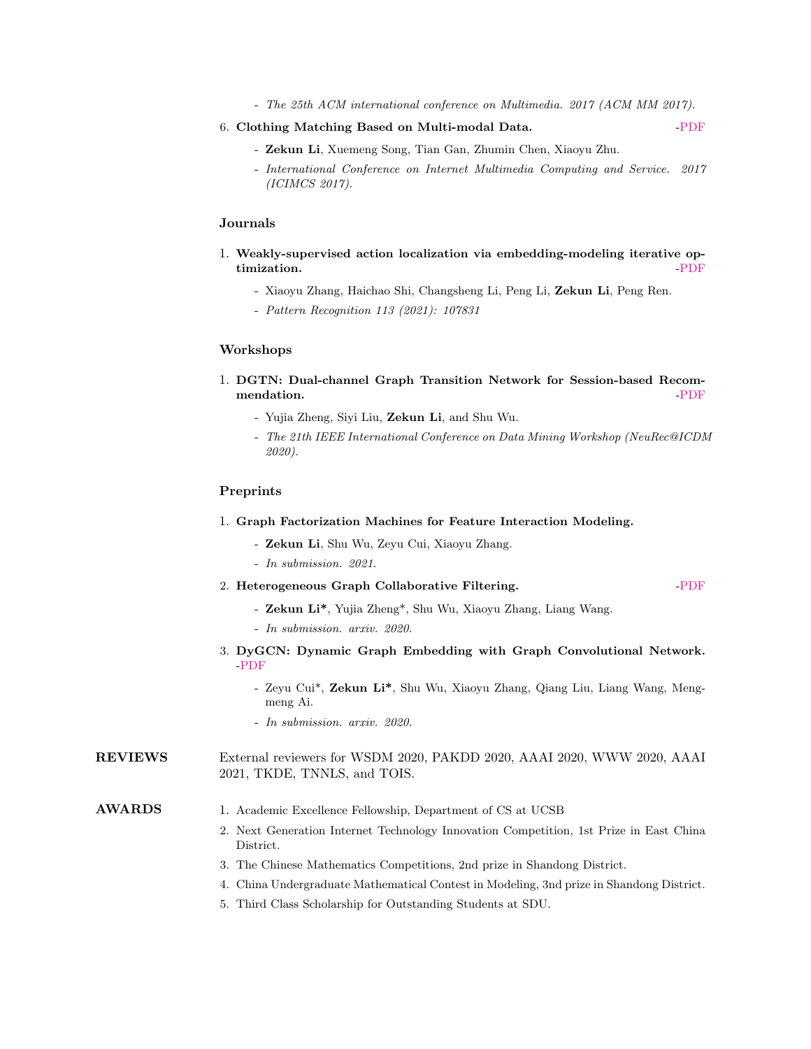- *The 25th ACM international conference on Multimedia. 2017 (ACM MM 2017).*

6. **Clothing Matching Based on Multi-modal Data.** -PDF
   - **Zekun Li**, Xuemeng Song, Tian Gan, Zhumin Chen, Xiaoyu Zhu.
   - *International Conference on Internet Multimedia Computing and Service. 2017 (ICIMCS 2017).*

### Journals

1. **Weakly-supervised action localization via embedding-modeling iterative optimization.** -PDF
   - Xiaoyu Zhang, Haichao Shi, Changsheng Li, Peng Li, **Zekun Li**, Peng Ren.
   - *Pattern Recognition 113 (2021): 107831*

### Workshops

1. **DGTN: Dual-channel Graph Transition Network for Session-based Recommendation.** -PDF
   - Yujia Zheng, Siyi Liu, **Zekun Li**, and Shu Wu.
   - *The 21th IEEE International Conference on Data Mining Workshop (NeuRec@ICDM 2020).*

### Preprints

1. **Graph Factorization Machines for Feature Interaction Modeling.**
   - **Zekun Li**, Shu Wu, Zeyu Cui, Xiaoyu Zhang.
   - *In submission. 2021.*
2. **Heterogeneous Graph Collaborative Filtering.** -PDF
   - **Zekun Li***, Yujia Zheng*, Shu Wu, Xiaoyu Zhang, Liang Wang.
   - *In submission. arxiv. 2020.*
3. **DyGCN: Dynamic Graph Embedding with Graph Convolutional Network.** -PDF
   - Zeyu Cui*, **Zekun Li***, Shu Wu, Xiaoyu Zhang, Qiang Liu, Liang Wang, Mengmeng Ai.
   - *In submission. arxiv. 2020.*

## REVIEWS

External reviewers for WSDM 2020, PAKDD 2020, AAAI 2020, WWW 2020, AAAI 2021, TKDE, TNNLS, and TOIS.

## AWARDS

1. Academic Excellence Fellowship, Department of CS at UCSB
2. Next Generation Internet Technology Innovation Competition, 1st Prize in East China District.
3. The Chinese Mathematics Competitions, 2nd prize in Shandong District.
4. China Undergraduate Mathematical Contest in Modeling, 3nd prize in Shandong District.
5. Third Class Scholarship for Outstanding Students at SDU.